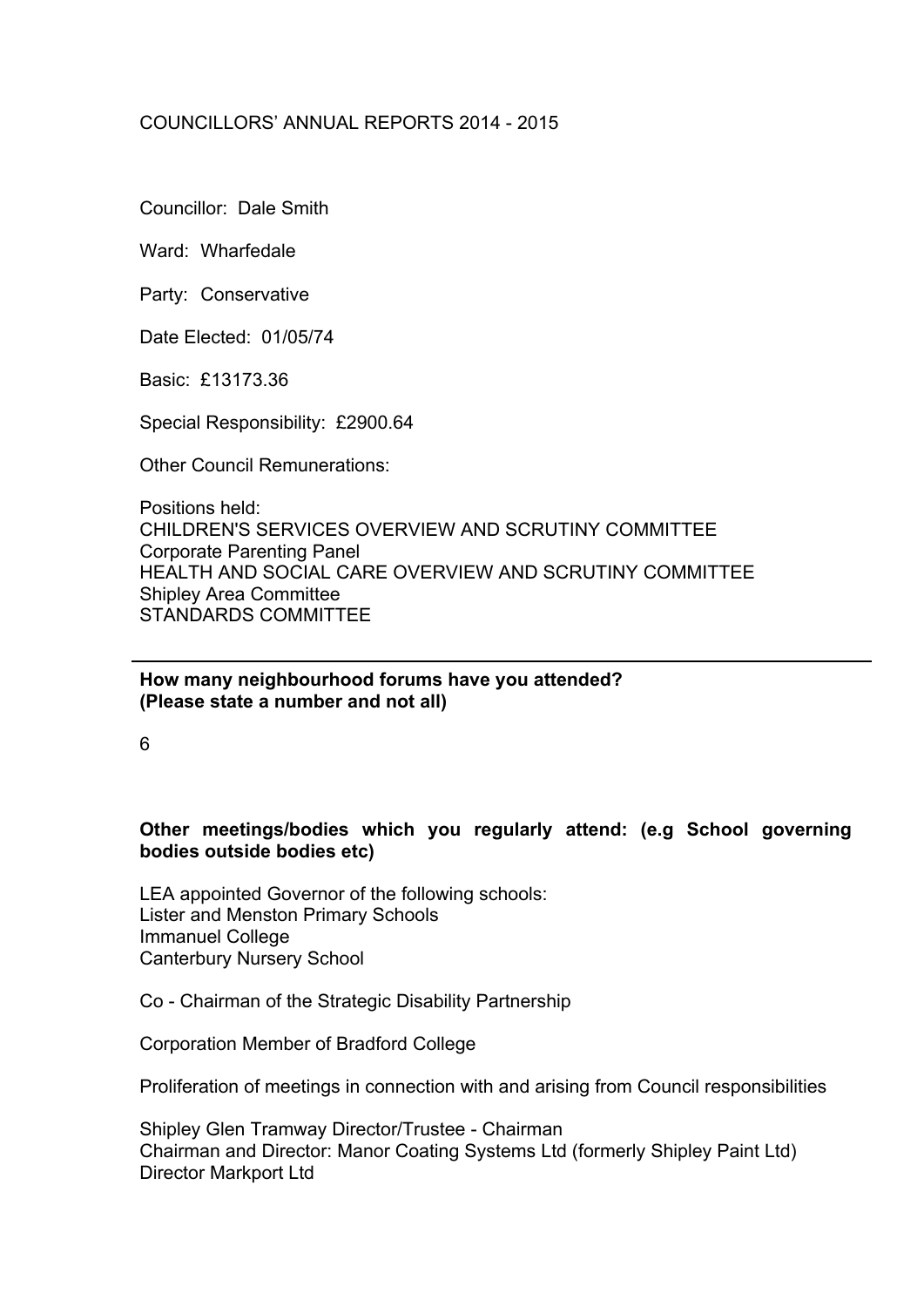COUNCILLORS' ANNUAL REPORTS 2014 - 2015

Councillor: Dale Smith

Ward: Wharfedale

Party: Conservative

Date Elected: 01/05/74

Basic: £13173.36

Special Responsibility: £2900.64

Other Council Remunerations:

Positions held:
CHILDREN'S SERVICES OVERVIEW AND SCRUTINY COMMITTEE
Corporate Parenting Panel
HEALTH AND SOCIAL CARE OVERVIEW AND SCRUTINY COMMITTEE
Shipley Area Committee
STANDARDS COMMITTEE

---

**How many neighbourhood forums have you attended? (Please state a number and not all)**

6

**Other meetings/bodies which you regularly attend: (e.g School governing bodies outside bodies etc)**

LEA appointed Governor of the following schools:
Lister and Menston Primary Schools
Immanuel College
Canterbury Nursery School

Co - Chairman of the Strategic Disability Partnership

Corporation Member of Bradford College

Proliferation of meetings in connection with and arising from Council responsibilities

Shipley Glen Tramway Director/Trustee - Chairman
Chairman and Director: Manor Coating Systems Ltd (formerly Shipley Paint Ltd)
Director Markport Ltd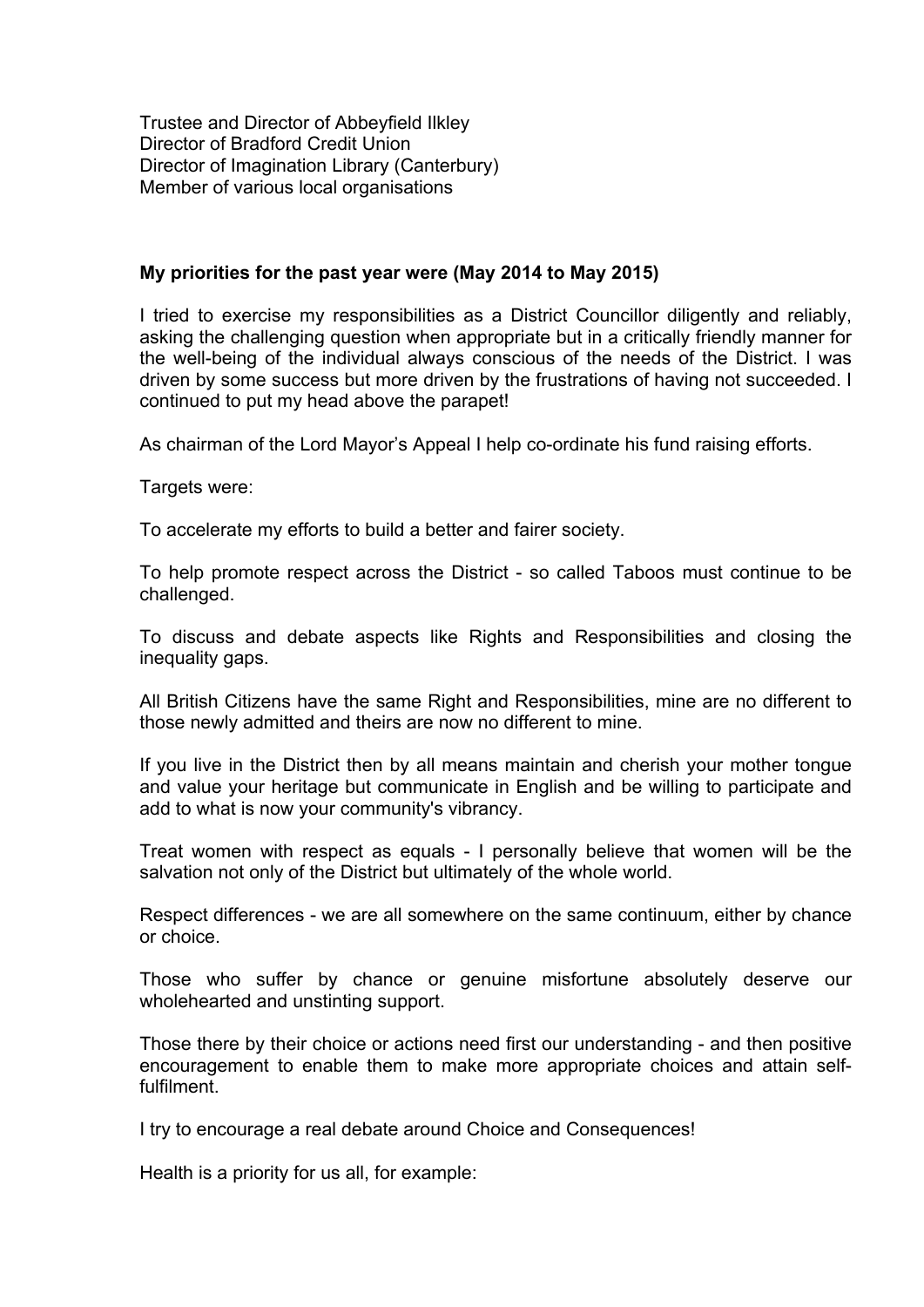Trustee and Director of Abbeyfield Ilkley
Director of Bradford Credit Union
Director of Imagination Library (Canterbury)
Member of various local organisations

**My priorities for the past year were (May 2014 to May 2015)**

I tried to exercise my responsibilities as a District Councillor diligently and reliably, asking the challenging question when appropriate but in a critically friendly manner for the well-being of the individual always conscious of the needs of the District. I was driven by some success but more driven by the frustrations of having not succeeded. I continued to put my head above the parapet!

As chairman of the Lord Mayor's Appeal I help co-ordinate his fund raising efforts.

Targets were:

To accelerate my efforts to build a better and fairer society.

To help promote respect across the District - so called Taboos must continue to be challenged.

To discuss and debate aspects like Rights and Responsibilities and closing the inequality gaps.

All British Citizens have the same Right and Responsibilities, mine are no different to those newly admitted and theirs are now no different to mine.

If you live in the District then by all means maintain and cherish your mother tongue and value your heritage but communicate in English and be willing to participate and add to what is now your community's vibrancy.

Treat women with respect as equals - I personally believe that women will be the salvation not only of the District but ultimately of the whole world.

Respect differences - we are all somewhere on the same continuum, either by chance or choice.

Those who suffer by chance or genuine misfortune absolutely deserve our wholehearted and unstinting support.

Those there by their choice or actions need first our understanding - and then positive encouragement to enable them to make more appropriate choices and attain self-fulfilment.

I try to encourage a real debate around Choice and Consequences!

Health is a priority for us all, for example: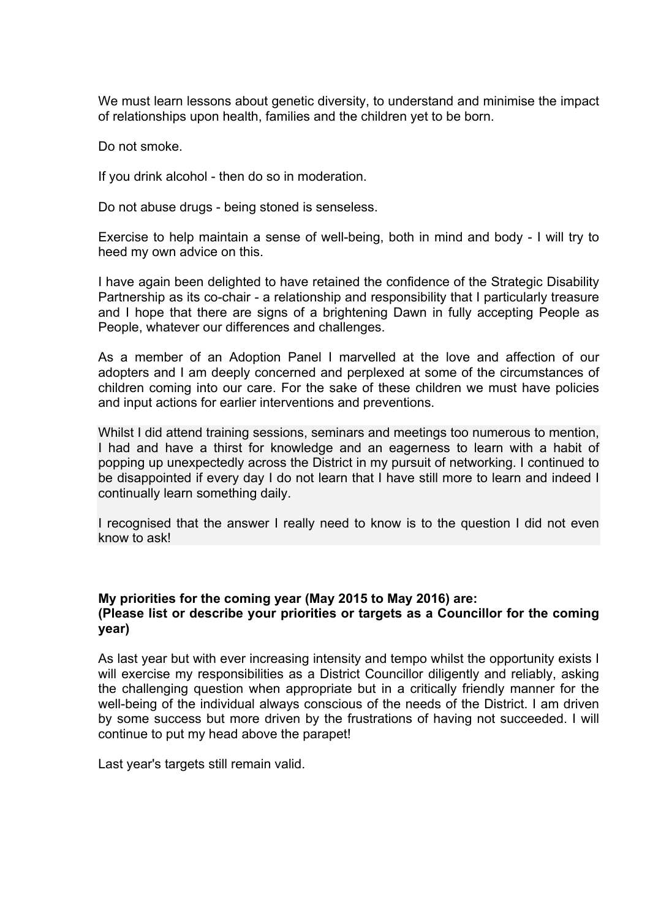We must learn lessons about genetic diversity, to understand and minimise the impact of relationships upon health, families and the children yet to be born.

Do not smoke.

If you drink alcohol - then do so in moderation.

Do not abuse drugs - being stoned is senseless.

Exercise to help maintain a sense of well-being, both in mind and body - I will try to heed my own advice on this.

I have again been delighted to have retained the confidence of the Strategic Disability Partnership as its co-chair - a relationship and responsibility that I particularly treasure and I hope that there are signs of a brightening Dawn in fully accepting People as People, whatever our differences and challenges.

As a member of an Adoption Panel I marvelled at the love and affection of our adopters and I am deeply concerned and perplexed at some of the circumstances of children coming into our care. For the sake of these children we must have policies and input actions for earlier interventions and preventions.

Whilst I did attend training sessions, seminars and meetings too numerous to mention, I had and have a thirst for knowledge and an eagerness to learn with a habit of popping up unexpectedly across the District in my pursuit of networking. I continued to be disappointed if every day I do not learn that I have still more to learn and indeed I continually learn something daily.

I recognised that the answer I really need to know is to the question I did not even know to ask!

**My priorities for the coming year (May 2015 to May 2016) are:**
**(Please list or describe your priorities or targets as a Councillor for the coming year)**

As last year but with ever increasing intensity and tempo whilst the opportunity exists I will exercise my responsibilities as a District Councillor diligently and reliably, asking the challenging question when appropriate but in a critically friendly manner for the well-being of the individual always conscious of the needs of the District. I am driven by some success but more driven by the frustrations of having not succeeded. I will continue to put my head above the parapet!

Last year's targets still remain valid.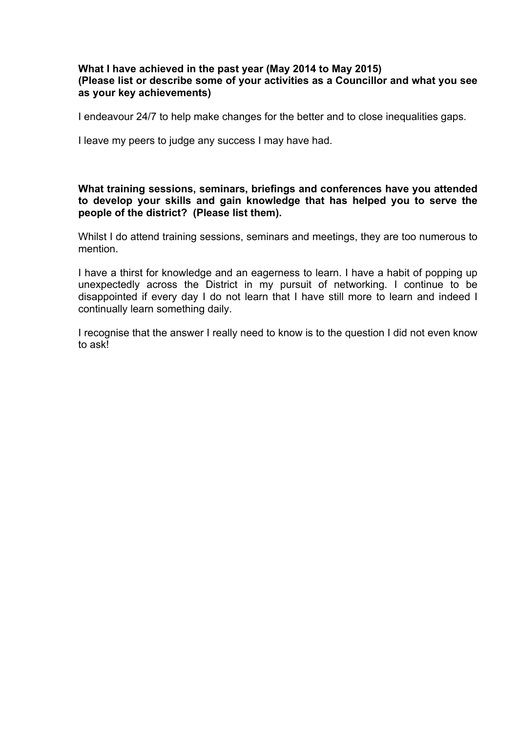**What I have achieved in the past year (May 2014 to May 2015)**
**(Please list or describe some of your activities as a Councillor and what you see as your key achievements)**

I endeavour 24/7 to help make changes for the better and to close inequalities gaps.

I leave my peers to judge any success I may have had.

**What training sessions, seminars, briefings and conferences have you attended to develop your skills and gain knowledge that has helped you to serve the people of the district? (Please list them).**

Whilst I do attend training sessions, seminars and meetings, they are too numerous to mention.

I have a thirst for knowledge and an eagerness to learn. I have a habit of popping up unexpectedly across the District in my pursuit of networking. I continue to be disappointed if every day I do not learn that I have still more to learn and indeed I continually learn something daily.

I recognise that the answer I really need to know is to the question I did not even know to ask!